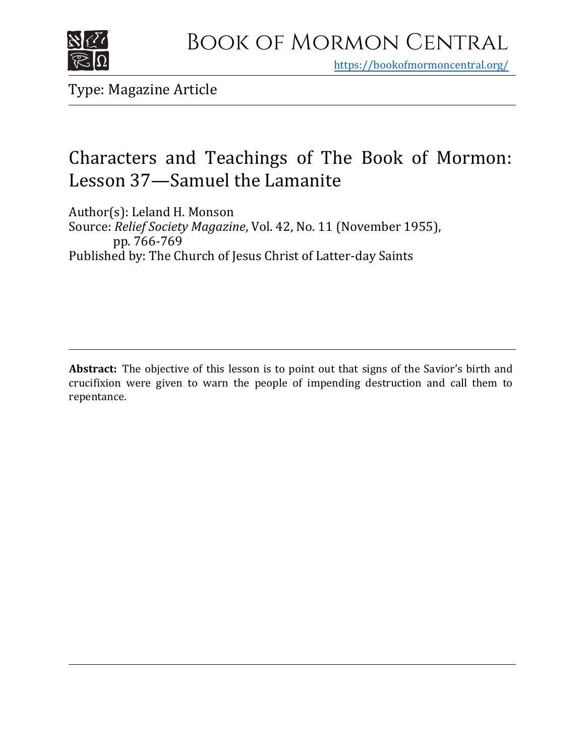# Book of Mormon Central

https://bookofmormoncentral.org/

Type: Magazine Article

## Characters and Teachings of The Book of Mormon: Lesson 37—Samuel the Lamanite

Author(s): Leland H. Monson
Source: *Relief Society Magazine*, Vol. 42, No. 11 (November 1955), pp. 766-769
Published by: The Church of Jesus Christ of Latter-day Saints

**Abstract:** The objective of this lesson is to point out that signs of the Savior's birth and crucifixion were given to warn the people of impending destruction and call them to repentance.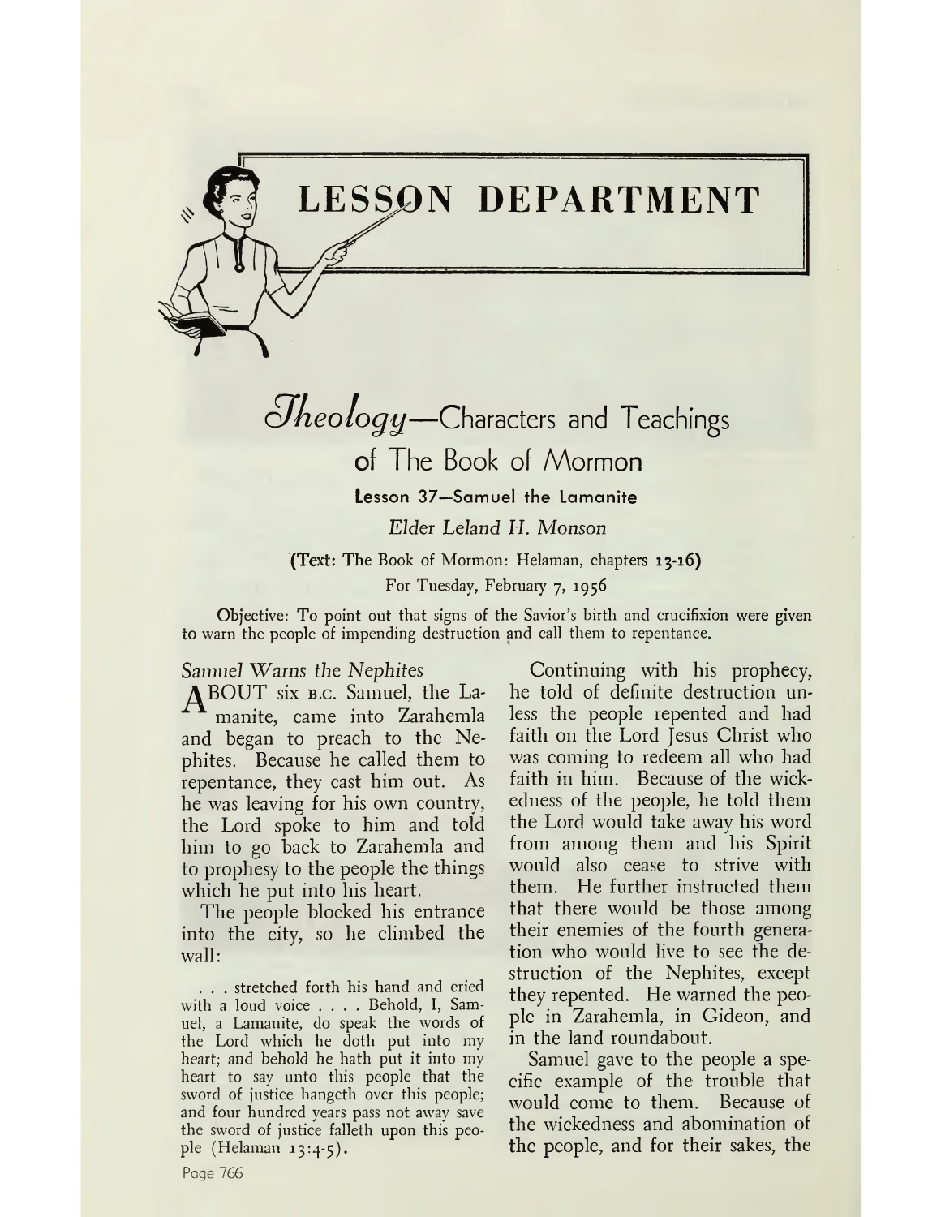# LESSON DEPARTMENT

## *Theology*—Characters and Teachings of The Book of Mormon

### Lesson 37—Samuel the Lamanite

*Elder Leland H. Monson*

(Text: The Book of Mormon: Helaman, chapters 13-16)

For Tuesday, February 7, 1956

Objective: To point out that signs of the Savior's birth and crucifixion were given to warn the people of impending destruction and call them to repentance.

*Samuel Warns the Nephites*

ABOUT six B.C. Samuel, the Lamanite, came into Zarahemla and began to preach to the Nephites. Because he called them to repentance, they cast him out. As he was leaving for his own country, the Lord spoke to him and told him to go back to Zarahemla and to prophesy to the people the things which he put into his heart.

The people blocked his entrance into the city, so he climbed the wall:

> . . . stretched forth his hand and cried with a loud voice . . . . Behold, I, Samuel, a Lamanite, do speak the words of the Lord which he doth put into my heart; and behold he hath put it into my heart to say unto this people that the sword of justice hangeth over this people; and four hundred years pass not away save the sword of justice falleth upon this people (Helaman 13:4-5).

Continuing with his prophecy, he told of definite destruction unless the people repented and had faith on the Lord Jesus Christ who was coming to redeem all who had faith in him. Because of the wickedness of the people, he told them the Lord would take away his word from among them and his Spirit would also cease to strive with them. He further instructed them that there would be those among their enemies of the fourth generation who would live to see the destruction of the Nephites, except they repented. He warned the people in Zarahemla, in Gideon, and in the land roundabout.

Samuel gave to the people a specific example of the trouble that would come to them. Because of the wickedness and abomination of the people, and for their sakes, the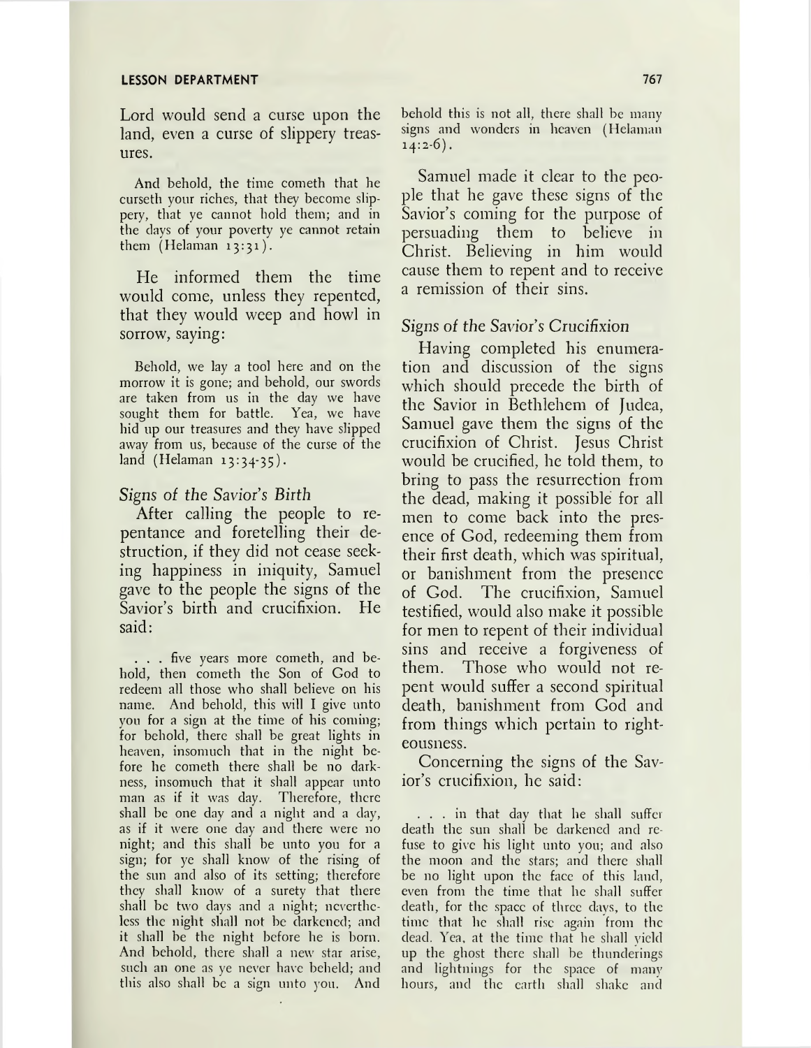Lord would send a curse upon the land, even a curse of slippery treasures.

> And behold, the time cometh that he curseth your riches, that they become slippery, that ye cannot hold them; and in the days of your poverty ye cannot retain them (Helaman 13:31).

He informed them the time would come, unless they repented, that they would weep and howl in sorrow, saying:

> Behold, we lay a tool here and on the morrow it is gone; and behold, our swords are taken from us in the day we have sought them for battle. Yea, we have hid up our treasures and they have slipped away from us, because of the curse of the land (Helaman 13:34-35).

*Signs of the Savior's Birth*

After calling the people to repentance and foretelling their destruction, if they did not cease seeking happiness in iniquity, Samuel gave to the people the signs of the Savior's birth and crucifixion. He said:

> . . . five years more cometh, and behold, then cometh the Son of God to redeem all those who shall believe on his name. And behold, this will I give unto you for a sign at the time of his coming; for behold, there shall be great lights in heaven, insomuch that in the night before he cometh there shall be no darkness, insomuch that it shall appear unto man as if it was day. Therefore, there shall be one day and a night and a day, as if it were one day and there were no night; and this shall be unto you for a sign; for ye shall know of the rising of the sun and also of its setting; therefore they shall know of a surety that there shall be two days and a night; nevertheless the night shall not be darkened; and it shall be the night before he is born. And behold, there shall a new star arise, such an one as ye never have beheld; and this also shall be a sign unto you. And behold this is not all, there shall be many signs and wonders in heaven (Helaman 14:2-6).

Samuel made it clear to the people that he gave these signs of the Savior's coming for the purpose of persuading them to believe in Christ. Believing in him would cause them to repent and to receive a remission of their sins.

*Signs of the Savior's Crucifixion*

Having completed his enumeration and discussion of the signs which should precede the birth of the Savior in Bethlehem of Judea, Samuel gave them the signs of the crucifixion of Christ. Jesus Christ would be crucified, he told them, to bring to pass the resurrection from the dead, making it possible for all men to come back into the presence of God, redeeming them from their first death, which was spiritual, or banishment from the presence of God. The crucifixion, Samuel testified, would also make it possible for men to repent of their individual sins and receive a forgiveness of them. Those who would not repent would suffer a second spiritual death, banishment from God and from things which pertain to righteousness.

Concerning the signs of the Savior's crucifixion, he said:

> . . . in that day that he shall suffer death the sun shall be darkened and refuse to give his light unto you; and also the moon and the stars; and there shall be no light upon the face of this land, even from the time that he shall suffer death, for the space of three days, to the time that he shall rise again from the dead. Yea, at the time that he shall yield up the ghost there shall be thunderings and lightnings for the space of many hours, and the earth shall shake and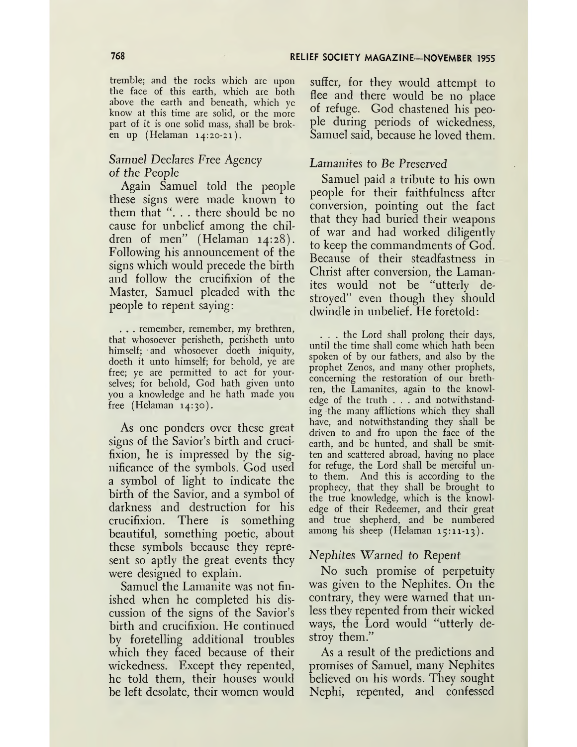tremble; and the rocks which are upon the face of this earth, which are both above the earth and beneath, which ye know at this time are solid, or the more part of it is one solid mass, shall be broken up (Helaman 14:20-21).

### *Samuel Declares Free Agency of the People*

Again Samuel told the people these signs were made known to them that ". . . there should be no cause for unbelief among the children of men" (Helaman 14:28). Following his announcement of the signs which would precede the birth and follow the crucifixion of the Master, Samuel pleaded with the people to repent saying:

> . . . remember, remember, my brethren, that whosoever perisheth, perisheth unto himself; and whosoever doeth iniquity, doeth it unto himself; for behold, ye are free; ye are permitted to act for yourselves; for behold, God hath given unto you a knowledge and he hath made you free (Helaman 14:30).

As one ponders over these great signs of the Savior's birth and crucifixion, he is impressed by the significance of the symbols. God used a symbol of light to indicate the birth of the Savior, and a symbol of darkness and destruction for his crucifixion. There is something beautiful, something poetic, about these symbols because they represent so aptly the great events they were designed to explain.

Samuel the Lamanite was not finished when he completed his discussion of the signs of the Savior's birth and crucifixion. He continued by foretelling additional troubles which they faced because of their wickedness. Except they repented, he told them, their houses would be left desolate, their women would suffer, for they would attempt to flee and there would be no place of refuge. God chastened his people during periods of wickedness, Samuel said, because he loved them.

### *Lamanites to Be Preserved*

Samuel paid a tribute to his own people for their faithfulness after conversion, pointing out the fact that they had buried their weapons of war and had worked diligently to keep the commandments of God. Because of their steadfastness in Christ after conversion, the Lamanites would not be "utterly destroyed" even though they should dwindle in unbelief. He foretold:

> . . . the Lord shall prolong their days, until the time shall come which hath been spoken of by our fathers, and also by the prophet Zenos, and many other prophets, concerning the restoration of our brethren, the Lamanites, again to the knowledge of the truth . . . and notwithstanding the many afflictions which they shall have, and notwithstanding they shall be driven to and fro upon the face of the earth, and be hunted, and shall be smitten and scattered abroad, having no place for refuge, the Lord shall be merciful unto them. And this is according to the prophecy, that they shall be brought to the true knowledge, which is the knowledge of their Redeemer, and their great and true shepherd, and be numbered among his sheep (Helaman 15:11-13).

### *Nephites Warned to Repent*

No such promise of perpetuity was given to the Nephites. On the contrary, they were warned that unless they repented from their wicked ways, the Lord would "utterly destroy them."

As a result of the predictions and promises of Samuel, many Nephites believed on his words. They sought Nephi, repented, and confessed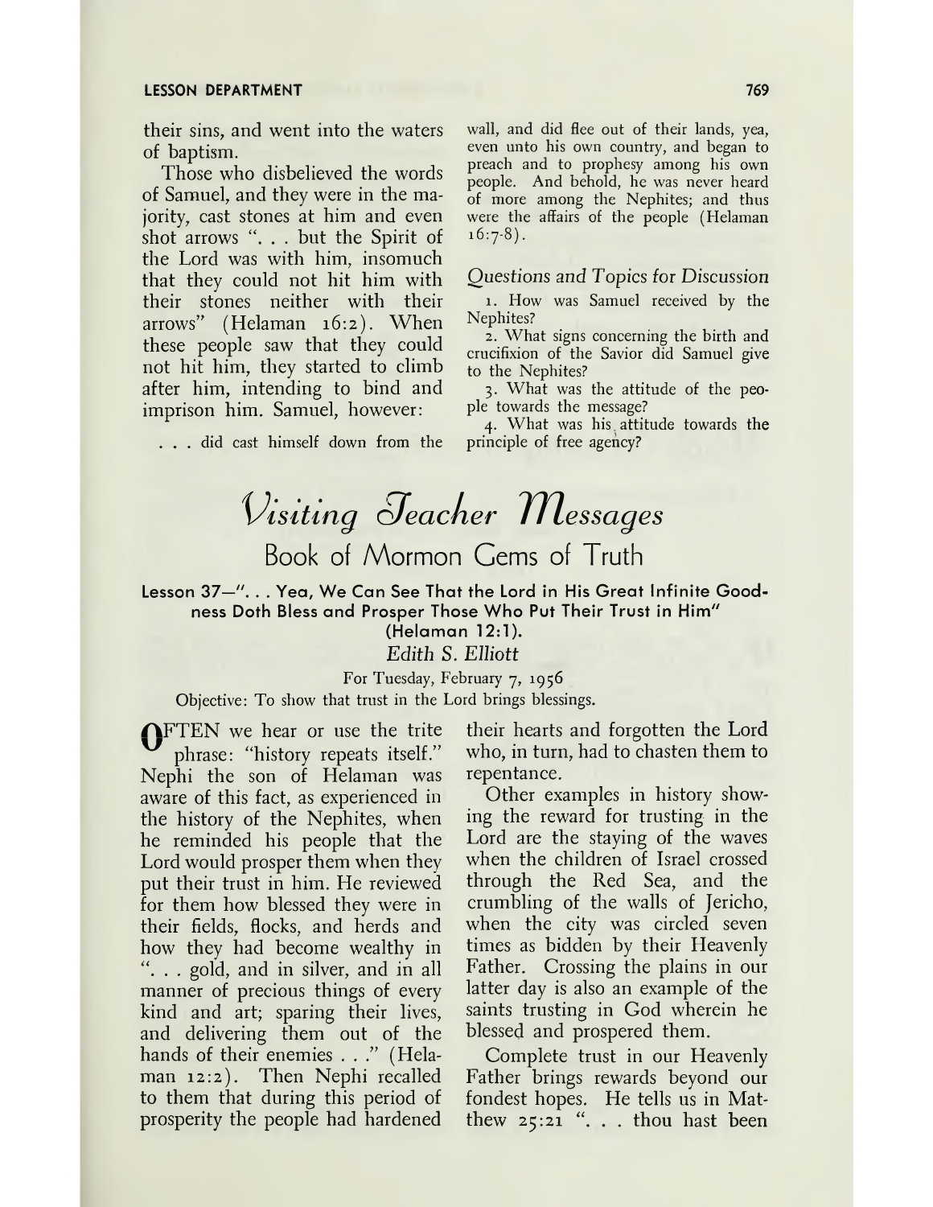their sins, and went into the waters of baptism.

Those who disbelieved the words of Samuel, and they were in the majority, cast stones at him and even shot arrows ". . . but the Spirit of the Lord was with him, insomuch that they could not hit him with their stones neither with their arrows" (Helaman 16:2). When these people saw that they could not hit him, they started to climb after him, intending to bind and imprison him. Samuel, however:

> . . . did cast himself down from the wall, and did flee out of their lands, yea, even unto his own country, and began to preach and to prophesy among his own people. And behold, he was never heard of more among the Nephites; and thus were the affairs of the people (Helaman 16:7-8).

*Questions and Topics for Discussion*

1. How was Samuel received by the Nephites?
2. What signs concerning the birth and crucifixion of the Savior did Samuel give to the Nephites?
3. What was the attitude of the people towards the message?
4. What was his attitude towards the principle of free agency?

# Visiting Teacher Messages

## Book of Mormon Gems of Truth

### Lesson 37—". . . Yea, We Can See That the Lord in His Great Infinite Goodness Doth Bless and Prosper Those Who Put Their Trust in Him" (Helaman 12:1).

*Edith S. Elliott*

For Tuesday, February 7, 1956

Objective: To show that trust in the Lord brings blessings.

OFTEN we hear or use the trite phrase: "history repeats itself." Nephi the son of Helaman was aware of this fact, as experienced in the history of the Nephites, when he reminded his people that the Lord would prosper them when they put their trust in him. He reviewed for them how blessed they were in their fields, flocks, and herds and how they had become wealthy in ". . . gold, and in silver, and in all manner of precious things of every kind and art; sparing their lives, and delivering them out of the hands of their enemies . . ." (Helaman 12:2). Then Nephi recalled to them that during this period of prosperity the people had hardened their hearts and forgotten the Lord who, in turn, had to chasten them to repentance.

Other examples in history showing the reward for trusting in the Lord are the staying of the waves when the children of Israel crossed through the Red Sea, and the crumbling of the walls of Jericho, when the city was circled seven times as bidden by their Heavenly Father. Crossing the plains in our latter day is also an example of the saints trusting in God wherein he blessed and prospered them.

Complete trust in our Heavenly Father brings rewards beyond our fondest hopes. He tells us in Matthew 25:21 ". . . thou hast been